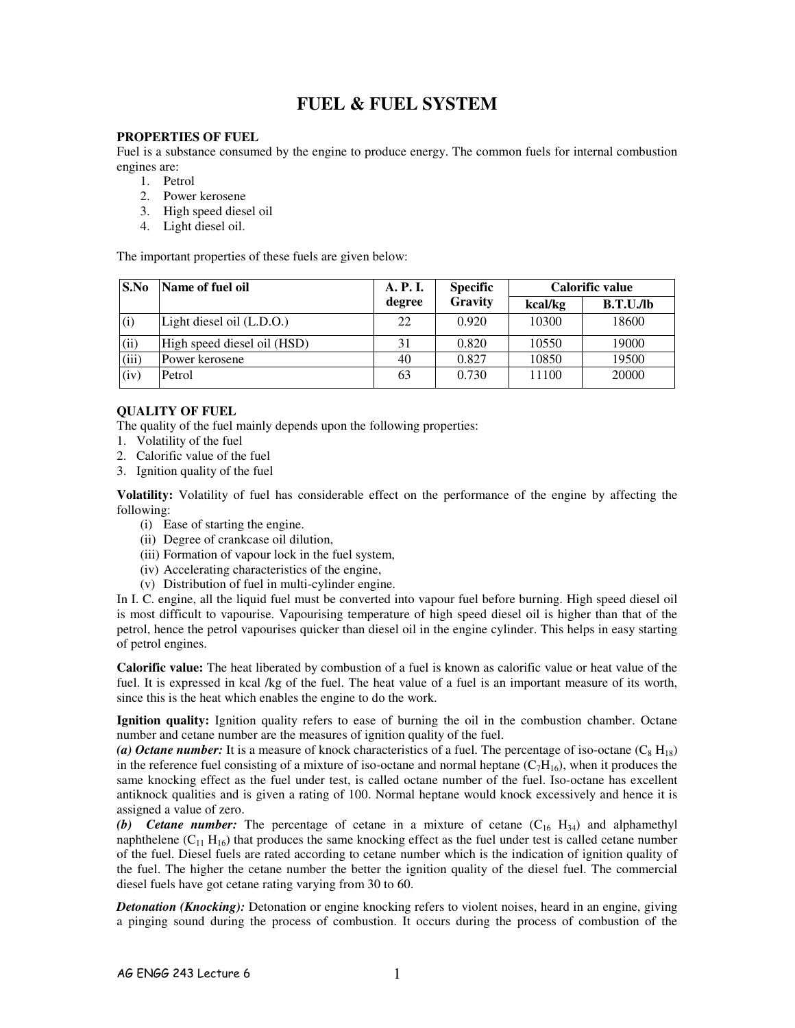# FUEL & FUEL SYSTEM

## PROPERTIES OF FUEL

Fuel is a substance consumed by the engine to produce energy. The common fuels for internal combustion engines are:

1. Petrol
2. Power kerosene
3. High speed diesel oil
4. Light diesel oil.

The important properties of these fuels are given below:

| S.No | Name of fuel oil | A. P. I. degree | Specific Gravity | Calorific value | |
|---|---|---|---|---|---|
| | | | | kcal/kg | B.T.U./lb |
| (i) | Light diesel oil (L.D.O.) | 22 | 0.920 | 10300 | 18600 |
| (ii) | High speed diesel oil (HSD) | 31 | 0.820 | 10550 | 19000 |
| (iii) | Power kerosene | 40 | 0.827 | 10850 | 19500 |
| (iv) | Petrol | 63 | 0.730 | 11100 | 20000 |

## QUALITY OF FUEL

The quality of the fuel mainly depends upon the following properties:

1. Volatility of the fuel
2. Calorific value of the fuel
3. Ignition quality of the fuel

**Volatility:** Volatility of fuel has considerable effect on the performance of the engine by affecting the following:

(i) Ease of starting the engine.
(ii) Degree of crankcase oil dilution,
(iii) Formation of vapour lock in the fuel system,
(iv) Accelerating characteristics of the engine,
(v) Distribution of fuel in multi-cylinder engine.

In I. C. engine, all the liquid fuel must be converted into vapour fuel before burning. High speed diesel oil is most difficult to vapourise. Vapourising temperature of high speed diesel oil is higher than that of the petrol, hence the petrol vapourises quicker than diesel oil in the engine cylinder. This helps in easy starting of petrol engines.

**Calorific value:** The heat liberated by combustion of a fuel is known as calorific value or heat value of the fuel. It is expressed in kcal /kg of the fuel. The heat value of a fuel is an important measure of its worth, since this is the heat which enables the engine to do the work.

**Ignition quality:** Ignition quality refers to ease of burning the oil in the combustion chamber. Octane number and cetane number are the measures of ignition quality of the fuel.

***(a) Octane number:*** It is a measure of knock characteristics of a fuel. The percentage of iso-octane ($C_8H_{18}$) in the reference fuel consisting of a mixture of iso-octane and normal heptane ($C_7H_{16}$), when it produces the same knocking effect as the fuel under test, is called octane number of the fuel. Iso-octane has excellent antiknock qualities and is given a rating of 100. Normal heptane would knock excessively and hence it is assigned a value of zero.

***(b) Cetane number:*** The percentage of cetane in a mixture of cetane ($C_{16}H_{34}$) and alphamethyl naphthelene ($C_{11}H_{16}$) that produces the same knocking effect as the fuel under test is called cetane number of the fuel. Diesel fuels are rated according to cetane number which is the indication of ignition quality of the fuel. The higher the cetane number the better the ignition quality of the diesel fuel. The commercial diesel fuels have got cetane rating varying from 30 to 60.

***Detonation (Knocking):*** Detonation or engine knocking refers to violent noises, heard in an engine, giving a pinging sound during the process of combustion. It occurs during the process of combustion of the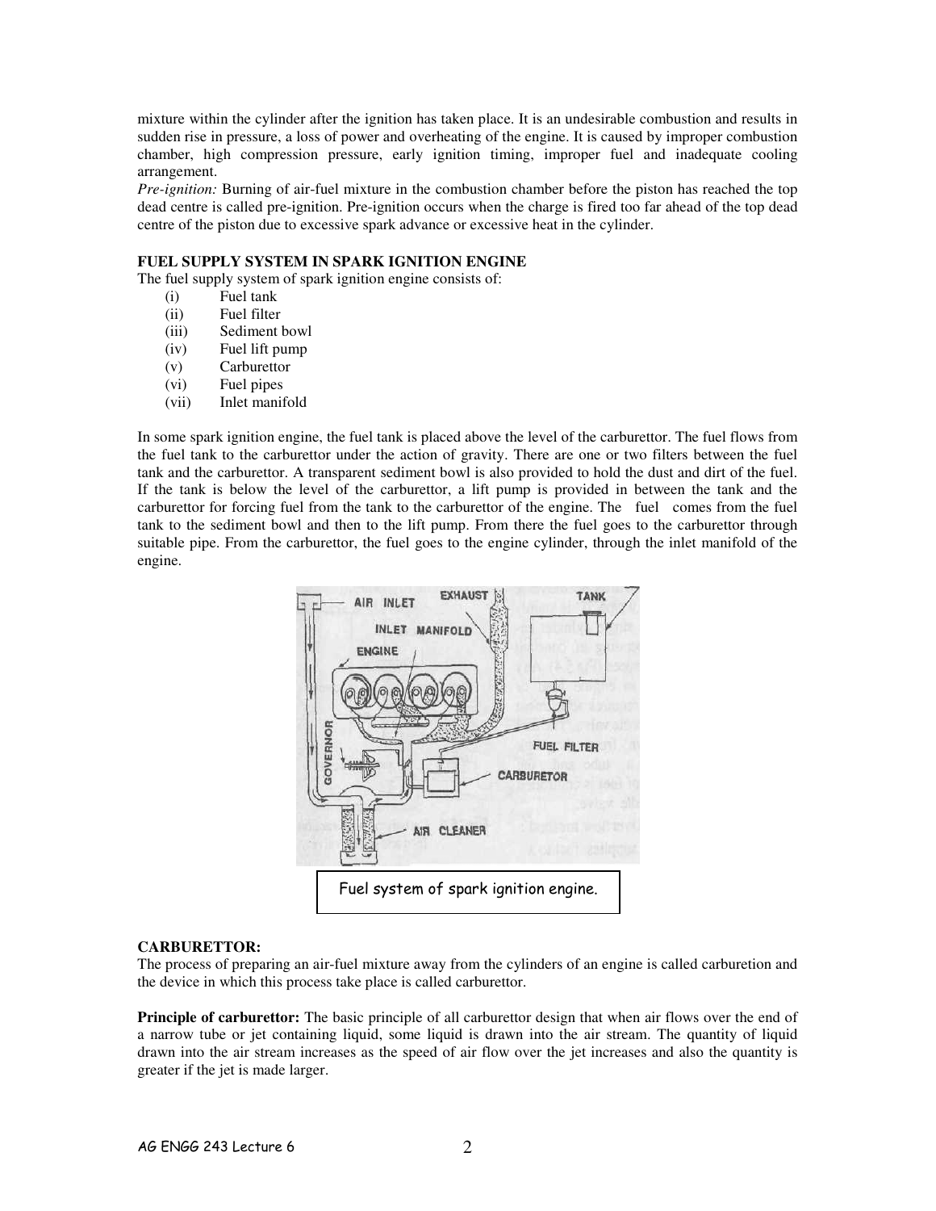mixture within the cylinder after the ignition has taken place. It is an undesirable combustion and results in sudden rise in pressure, a loss of power and overheating of the engine. It is caused by improper combustion chamber, high compression pressure, early ignition timing, improper fuel and inadequate cooling arrangement.

*Pre-ignition:* Burning of air-fuel mixture in the combustion chamber before the piston has reached the top dead centre is called pre-ignition. Pre-ignition occurs when the charge is fired too far ahead of the top dead centre of the piston due to excessive spark advance or excessive heat in the cylinder.

**FUEL SUPPLY SYSTEM IN SPARK IGNITION ENGINE**

The fuel supply system of spark ignition engine consists of:

(i) Fuel tank
(ii) Fuel filter
(iii) Sediment bowl
(iv) Fuel lift pump
(v) Carburettor
(vi) Fuel pipes
(vii) Inlet manifold

In some spark ignition engine, the fuel tank is placed above the level of the carburettor. The fuel flows from the fuel tank to the carburettor under the action of gravity. There are one or two filters between the fuel tank and the carburettor. A transparent sediment bowl is also provided to hold the dust and dirt of the fuel. If the tank is below the level of the carburettor, a lift pump is provided in between the tank and the carburettor for forcing fuel from the tank to the carburettor of the engine. The fuel comes from the fuel tank to the sediment bowl and then to the lift pump. From there the fuel goes to the carburettor through suitable pipe. From the carburettor, the fuel goes to the engine cylinder, through the inlet manifold of the engine.

Fuel system of spark ignition engine.

**CARBURETTOR:**

The process of preparing an air-fuel mixture away from the cylinders of an engine is called carburetion and the device in which this process take place is called carburettor.

**Principle of carburettor:** The basic principle of all carburettor design that when air flows over the end of a narrow tube or jet containing liquid, some liquid is drawn into the air stream. The quantity of liquid drawn into the air stream increases as the speed of air flow over the jet increases and also the quantity is greater if the jet is made larger.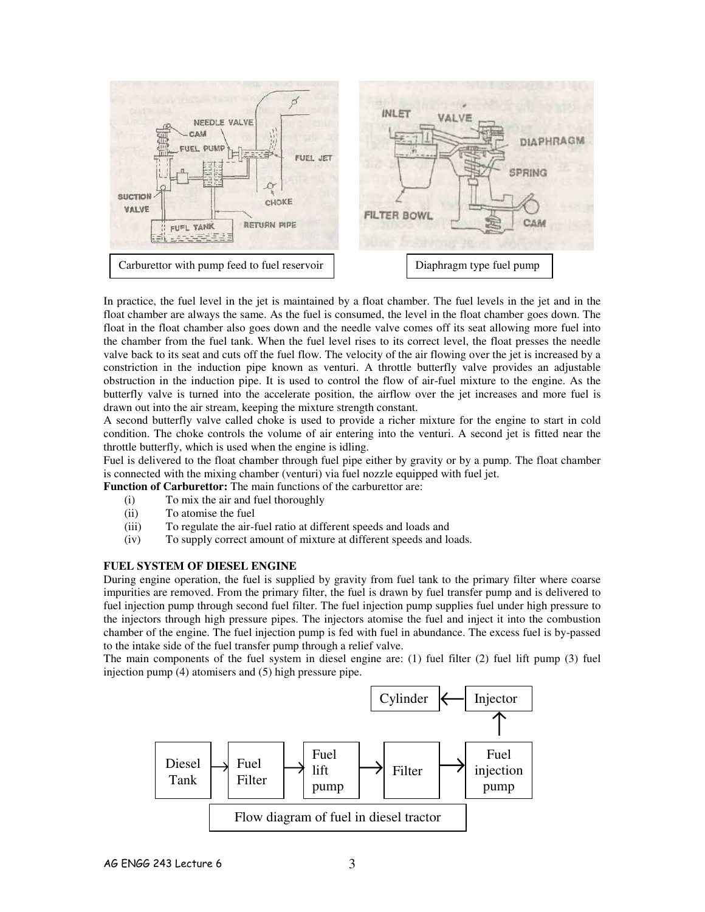Carburettor with pump feed to fuel reservoir

Diaphragm type fuel pump

In practice, the fuel level in the jet is maintained by a float chamber. The fuel levels in the jet and in the float chamber are always the same. As the fuel is consumed, the level in the float chamber goes down. The float in the float chamber also goes down and the needle valve comes off its seat allowing more fuel into the chamber from the fuel tank. When the fuel level rises to its correct level, the float presses the needle valve back to its seat and cuts off the fuel flow. The velocity of the air flowing over the jet is increased by a constriction in the induction pipe known as venturi. A throttle butterfly valve provides an adjustable obstruction in the induction pipe. It is used to control the flow of air-fuel mixture to the engine. As the butterfly valve is turned into the accelerate position, the airflow over the jet increases and more fuel is drawn out into the air stream, keeping the mixture strength constant.

A second butterfly valve called choke is used to provide a richer mixture for the engine to start in cold condition. The choke controls the volume of air entering into the venturi. A second jet is fitted near the throttle butterfly, which is used when the engine is idling.

Fuel is delivered to the float chamber through fuel pipe either by gravity or by a pump. The float chamber is connected with the mixing chamber (venturi) via fuel nozzle equipped with fuel jet.

**Function of Carburettor:** The main functions of the carburettor are:

(i) To mix the air and fuel thoroughly
(ii) To atomise the fuel
(iii) To regulate the air-fuel ratio at different speeds and loads and
(iv) To supply correct amount of mixture at different speeds and loads.

### FUEL SYSTEM OF DIESEL ENGINE

During engine operation, the fuel is supplied by gravity from fuel tank to the primary filter where coarse impurities are removed. From the primary filter, the fuel is drawn by fuel transfer pump and is delivered to fuel injection pump through second fuel filter. The fuel injection pump supplies fuel under high pressure to the injectors through high pressure pipes. The injectors atomise the fuel and inject it into the combustion chamber of the engine. The fuel injection pump is fed with fuel in abundance. The excess fuel is by-passed to the intake side of the fuel transfer pump through a relief valve.

The main components of the fuel system in diesel engine are: (1) fuel filter (2) fuel lift pump (3) fuel injection pump (4) atomisers and (5) high pressure pipe.

Diesel Tank → Fuel Filter → Fuel lift pump → Filter → Fuel injection pump → Injector → Cylinder

Flow diagram of fuel in diesel tractor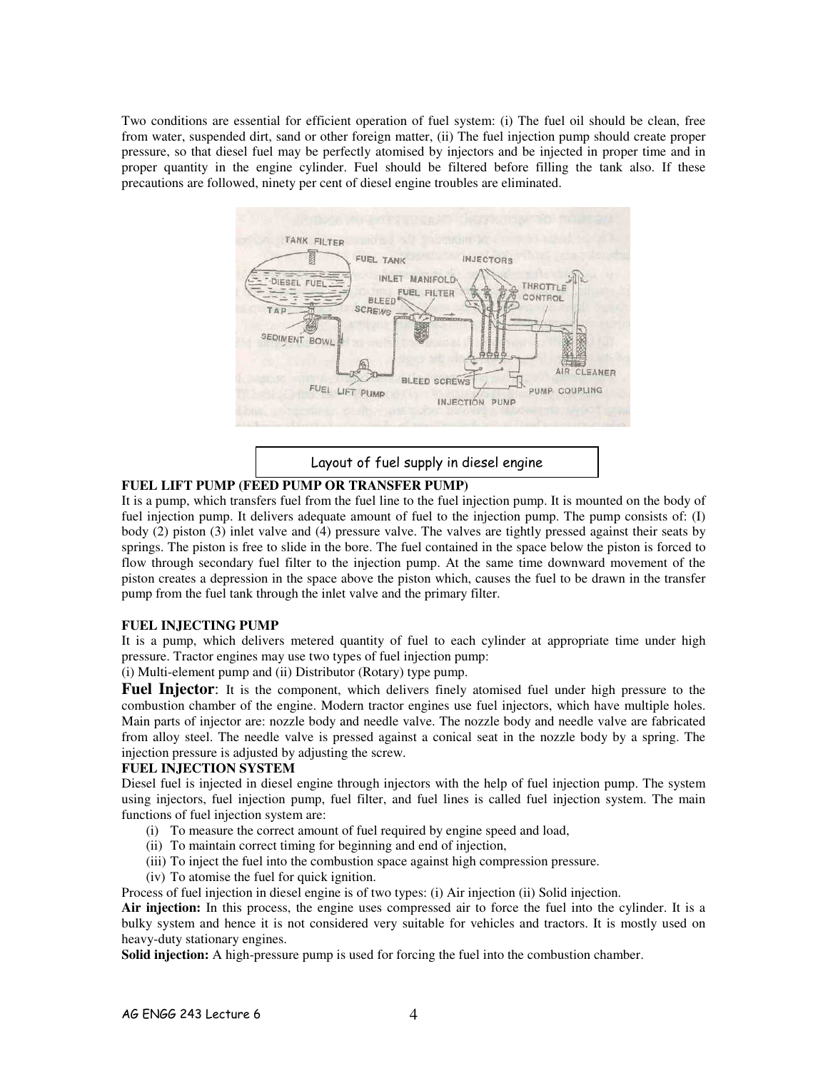Two conditions are essential for efficient operation of fuel system: (i) The fuel oil should be clean, free from water, suspended dirt, sand or other foreign matter, (ii) The fuel injection pump should create proper pressure, so that diesel fuel may be perfectly atomised by injectors and be injected in proper time and in proper quantity in the engine cylinder. Fuel should be filtered before filling the tank also. If these precautions are followed, ninety per cent of diesel engine troubles are eliminated.

Layout of fuel supply in diesel engine

**FUEL LIFT PUMP (FEED PUMP OR TRANSFER PUMP)**

It is a pump, which transfers fuel from the fuel line to the fuel injection pump. It is mounted on the body of fuel injection pump. It delivers adequate amount of fuel to the injection pump. The pump consists of: (I) body (2) piston (3) inlet valve and (4) pressure valve. The valves are tightly pressed against their seats by springs. The piston is free to slide in the bore. The fuel contained in the space below the piston is forced to flow through secondary fuel filter to the injection pump. At the same time downward movement of the piston creates a depression in the space above the piston which, causes the fuel to be drawn in the transfer pump from the fuel tank through the inlet valve and the primary filter.

**FUEL INJECTING PUMP**

It is a pump, which delivers metered quantity of fuel to each cylinder at appropriate time under high pressure. Tractor engines may use two types of fuel injection pump:

(i) Multi-element pump and (ii) Distributor (Rotary) type pump.

**Fuel Injector**: It is the component, which delivers finely atomised fuel under high pressure to the combustion chamber of the engine. Modern tractor engines use fuel injectors, which have multiple holes. Main parts of injector are: nozzle body and needle valve. The nozzle body and needle valve are fabricated from alloy steel. The needle valve is pressed against a conical seat in the nozzle body by a spring. The injection pressure is adjusted by adjusting the screw.

**FUEL INJECTION SYSTEM**

Diesel fuel is injected in diesel engine through injectors with the help of fuel injection pump. The system using injectors, fuel injection pump, fuel filter, and fuel lines is called fuel injection system. The main functions of fuel injection system are:

(i) To measure the correct amount of fuel required by engine speed and load,
(ii) To maintain correct timing for beginning and end of injection,
(iii) To inject the fuel into the combustion space against high compression pressure.
(iv) To atomise the fuel for quick ignition.

Process of fuel injection in diesel engine is of two types: (i) Air injection (ii) Solid injection.

**Air injection:** In this process, the engine uses compressed air to force the fuel into the cylinder. It is a bulky system and hence it is not considered very suitable for vehicles and tractors. It is mostly used on heavy-duty stationary engines.

**Solid injection:** A high-pressure pump is used for forcing the fuel into the combustion chamber.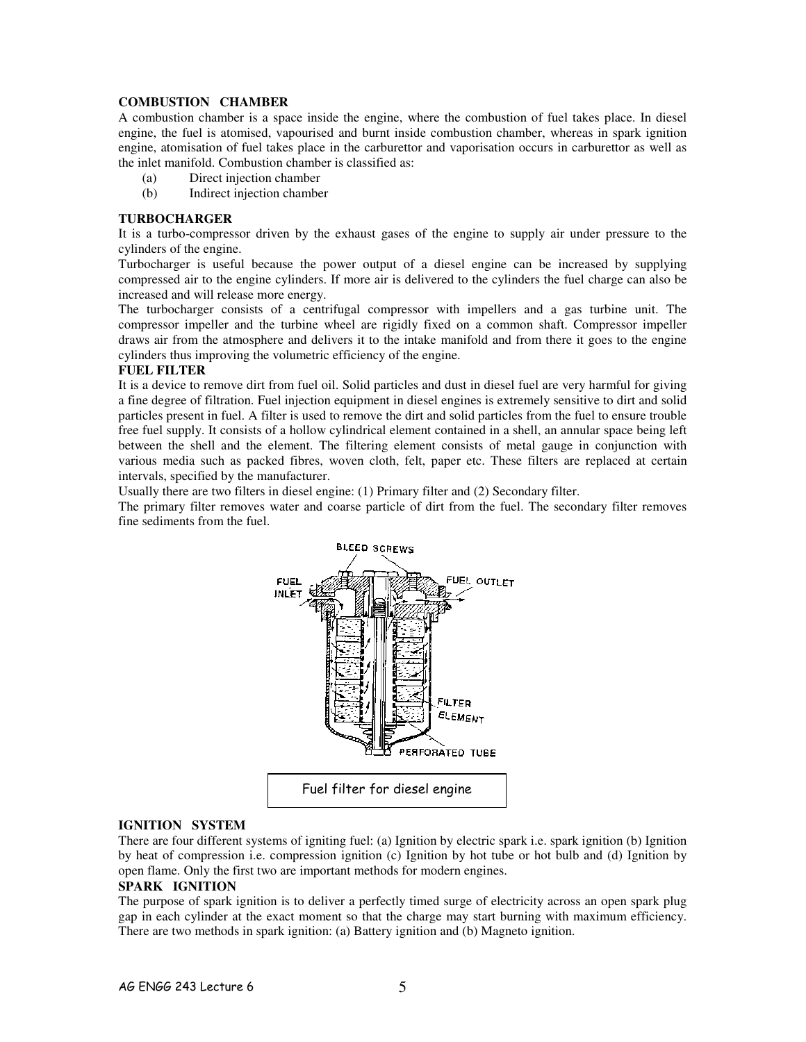## COMBUSTION CHAMBER

A combustion chamber is a space inside the engine, where the combustion of fuel takes place. In diesel engine, the fuel is atomised, vapourised and burnt inside combustion chamber, whereas in spark ignition engine, atomisation of fuel takes place in the carburettor and vaporisation occurs in carburettor as well as the inlet manifold. Combustion chamber is classified as:

(a) Direct injection chamber
(b) Indirect injection chamber

## TURBOCHARGER

It is a turbo-compressor driven by the exhaust gases of the engine to supply air under pressure to the cylinders of the engine.

Turbocharger is useful because the power output of a diesel engine can be increased by supplying compressed air to the engine cylinders. If more air is delivered to the cylinders the fuel charge can also be increased and will release more energy.

The turbocharger consists of a centrifugal compressor with impellers and a gas turbine unit. The compressor impeller and the turbine wheel are rigidly fixed on a common shaft. Compressor impeller draws air from the atmosphere and delivers it to the intake manifold and from there it goes to the engine cylinders thus improving the volumetric efficiency of the engine.

## FUEL FILTER

It is a device to remove dirt from fuel oil. Solid particles and dust in diesel fuel are very harmful for giving a fine degree of filtration. Fuel injection equipment in diesel engines is extremely sensitive to dirt and solid particles present in fuel. A filter is used to remove the dirt and solid particles from the fuel to ensure trouble free fuel supply. It consists of a hollow cylindrical element contained in a shell, an annular space being left between the shell and the element. The filtering element consists of metal gauge in conjunction with various media such as packed fibres, woven cloth, felt, paper etc. These filters are replaced at certain intervals, specified by the manufacturer.

Usually there are two filters in diesel engine: (1) Primary filter and (2) Secondary filter.

The primary filter removes water and coarse particle of dirt from the fuel. The secondary filter removes fine sediments from the fuel.

BLEED SCREWS, FUEL INLET, FUEL OUTLET, FILTER ELEMENT, PERFORATED TUBE

Fuel filter for diesel engine

## IGNITION SYSTEM

There are four different systems of igniting fuel: (a) Ignition by electric spark i.e. spark ignition (b) Ignition by heat of compression i.e. compression ignition (c) Ignition by hot tube or hot bulb and (d) Ignition by open flame. Only the first two are important methods for modern engines.

## SPARK IGNITION

The purpose of spark ignition is to deliver a perfectly timed surge of electricity across an open spark plug gap in each cylinder at the exact moment so that the charge may start burning with maximum efficiency. There are two methods in spark ignition: (a) Battery ignition and (b) Magneto ignition.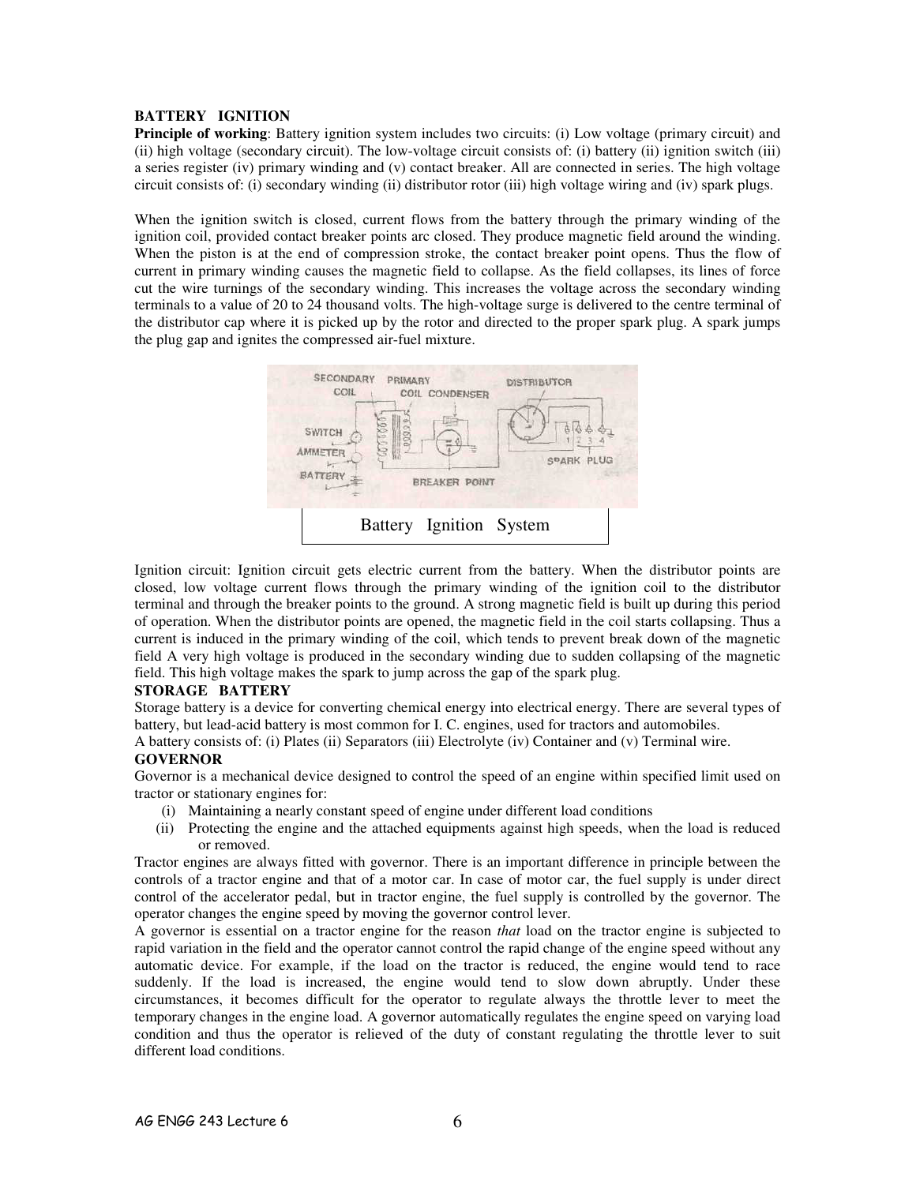**BATTERY IGNITION**

**Principle of working**: Battery ignition system includes two circuits: (i) Low voltage (primary circuit) and (ii) high voltage (secondary circuit). The low-voltage circuit consists of: (i) battery (ii) ignition switch (iii) a series register (iv) primary winding and (v) contact breaker. All are connected in series. The high voltage circuit consists of: (i) secondary winding (ii) distributor rotor (iii) high voltage wiring and (iv) spark plugs.

When the ignition switch is closed, current flows from the battery through the primary winding of the ignition coil, provided contact breaker points arc closed. They produce magnetic field around the winding. When the piston is at the end of compression stroke, the contact breaker point opens. Thus the flow of current in primary winding causes the magnetic field to collapse. As the field collapses, its lines of force cut the wire turnings of the secondary winding. This increases the voltage across the secondary winding terminals to a value of 20 to 24 thousand volts. The high-voltage surge is delivered to the centre terminal of the distributor cap where it is picked up by the rotor and directed to the proper spark plug. A spark jumps the plug gap and ignites the compressed air-fuel mixture.

SECONDARY COIL
PRIMARY COIL
CONDENSER
DISTRIBUTOR
SWITCH
AMMETER
BATTERY
BREAKER POINT
SPARK PLUG
1 2 3 4

Battery Ignition System

Ignition circuit: Ignition circuit gets electric current from the battery. When the distributor points are closed, low voltage current flows through the primary winding of the ignition coil to the distributor terminal and through the breaker points to the ground. A strong magnetic field is built up during this period of operation. When the distributor points are opened, the magnetic field in the coil starts collapsing. Thus a current is induced in the primary winding of the coil, which tends to prevent break down of the magnetic field A very high voltage is produced in the secondary winding due to sudden collapsing of the magnetic field. This high voltage makes the spark to jump across the gap of the spark plug.

**STORAGE BATTERY**

Storage battery is a device for converting chemical energy into electrical energy. There are several types of battery, but lead-acid battery is most common for I. C. engines, used for tractors and automobiles.

A battery consists of: (i) Plates (ii) Separators (iii) Electrolyte (iv) Container and (v) Terminal wire.

**GOVERNOR**

Governor is a mechanical device designed to control the speed of an engine within specified limit used on tractor or stationary engines for:

(i) Maintaining a nearly constant speed of engine under different load conditions
(ii) Protecting the engine and the attached equipments against high speeds, when the load is reduced or removed.

Tractor engines are always fitted with governor. There is an important difference in principle between the controls of a tractor engine and that of a motor car. In case of motor car, the fuel supply is under direct control of the accelerator pedal, but in tractor engine, the fuel supply is controlled by the governor. The operator changes the engine speed by moving the governor control lever.

A governor is essential on a tractor engine for the reason *that* load on the tractor engine is subjected to rapid variation in the field and the operator cannot control the rapid change of the engine speed without any automatic device. For example, if the load on the tractor is reduced, the engine would tend to race suddenly. If the load is increased, the engine would tend to slow down abruptly. Under these circumstances, it becomes difficult for the operator to regulate always the throttle lever to meet the temporary changes in the engine load. A governor automatically regulates the engine speed on varying load condition and thus the operator is relieved of the duty of constant regulating the throttle lever to suit different load conditions.